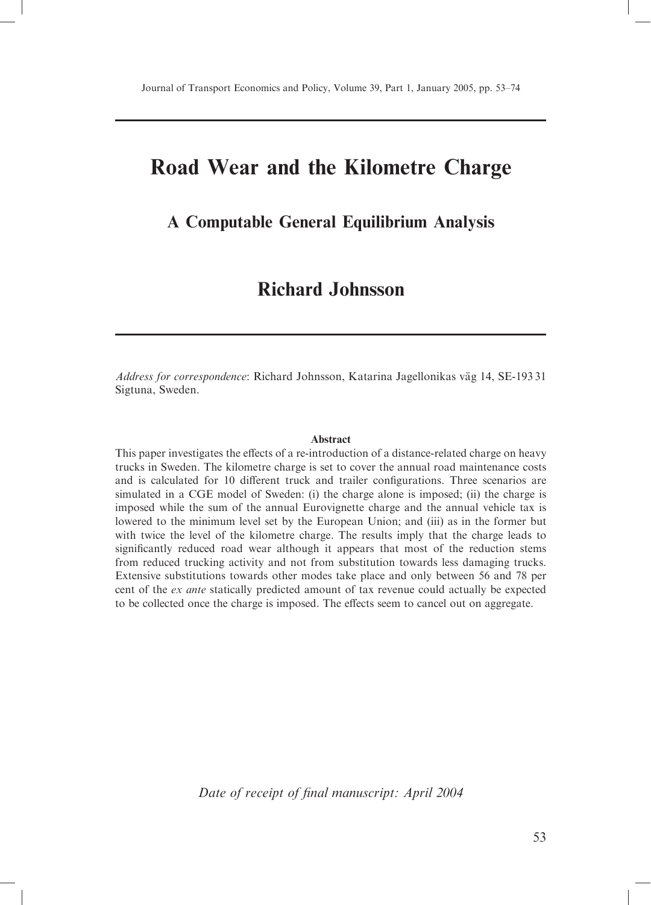# Road Wear and the Kilometre Charge

## A Computable General Equilibrium Analysis

## Richard Johnsson

*Address for correspondence*: Richard Johnsson, Katarina Jagellonikas väg 14, SE-193 31 Sigtuna, Sweden.

**Abstract**

This paper investigates the effects of a re-introduction of a distance-related charge on heavy trucks in Sweden. The kilometre charge is set to cover the annual road maintenance costs and is calculated for 10 different truck and trailer configurations. Three scenarios are simulated in a CGE model of Sweden: (i) the charge alone is imposed; (ii) the charge is imposed while the sum of the annual Eurovignette charge and the annual vehicle tax is lowered to the minimum level set by the European Union; and (iii) as in the former but with twice the level of the kilometre charge. The results imply that the charge leads to significantly reduced road wear although it appears that most of the reduction stems from reduced trucking activity and not from substitution towards less damaging trucks. Extensive substitutions towards other modes take place and only between 56 and 78 per cent of the *ex ante* statically predicted amount of tax revenue could actually be expected to be collected once the charge is imposed. The effects seem to cancel out on aggregate.

*Date of receipt of final manuscript: April 2004*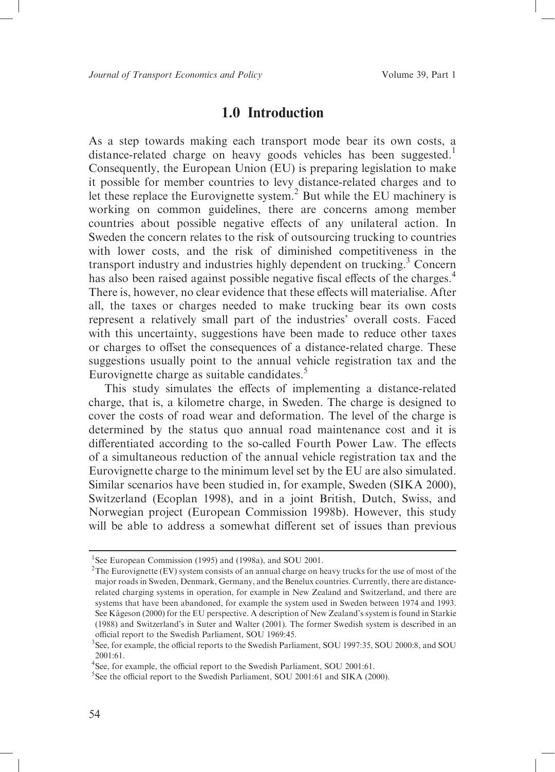## 1.0 Introduction

As a step towards making each transport mode bear its own costs, a distance-related charge on heavy goods vehicles has been suggested.[1] Consequently, the European Union (EU) is preparing legislation to make it possible for member countries to levy distance-related charges and to let these replace the Eurovignette system.[2] But while the EU machinery is working on common guidelines, there are concerns among member countries about possible negative effects of any unilateral action. In Sweden the concern relates to the risk of outsourcing trucking to countries with lower costs, and the risk of diminished competitiveness in the transport industry and industries highly dependent on trucking.[3] Concern has also been raised against possible negative fiscal effects of the charges.[4] There is, however, no clear evidence that these effects will materialise. After all, the taxes or charges needed to make trucking bear its own costs represent a relatively small part of the industries' overall costs. Faced with this uncertainty, suggestions have been made to reduce other taxes or charges to offset the consequences of a distance-related charge. These suggestions usually point to the annual vehicle registration tax and the Eurovignette charge as suitable candidates.[5]

This study simulates the effects of implementing a distance-related charge, that is, a kilometre charge, in Sweden. The charge is designed to cover the costs of road wear and deformation. The level of the charge is determined by the status quo annual road maintenance cost and it is differentiated according to the so-called Fourth Power Law. The effects of a simultaneous reduction of the annual vehicle registration tax and the Eurovignette charge to the minimum level set by the EU are also simulated. Similar scenarios have been studied in, for example, Sweden (SIKA 2000), Switzerland (Ecoplan 1998), and in a joint British, Dutch, Swiss, and Norwegian project (European Commission 1998b). However, this study will be able to address a somewhat different set of issues than previous

---

[1] See European Commission (1995) and (1998a), and SOU 2001.

[2] The Eurovignette (EV) system consists of an annual charge on heavy trucks for the use of most of the major roads in Sweden, Denmark, Germany, and the Benelux countries. Currently, there are distance-related charging systems in operation, for example in New Zealand and Switzerland, and there are systems that have been abandoned, for example the system used in Sweden between 1974 and 1993. See Kågeson (2000) for the EU perspective. A description of New Zealand's system is found in Starkie (1988) and Switzerland's in Suter and Walter (2001). The former Swedish system is described in an official report to the Swedish Parliament, SOU 1969:45.

[3] See, for example, the official reports to the Swedish Parliament, SOU 1997:35, SOU 2000:8, and SOU 2001:61.

[4] See, for example, the official report to the Swedish Parliament, SOU 2001:61.

[5] See the official report to the Swedish Parliament, SOU 2001:61 and SIKA (2000).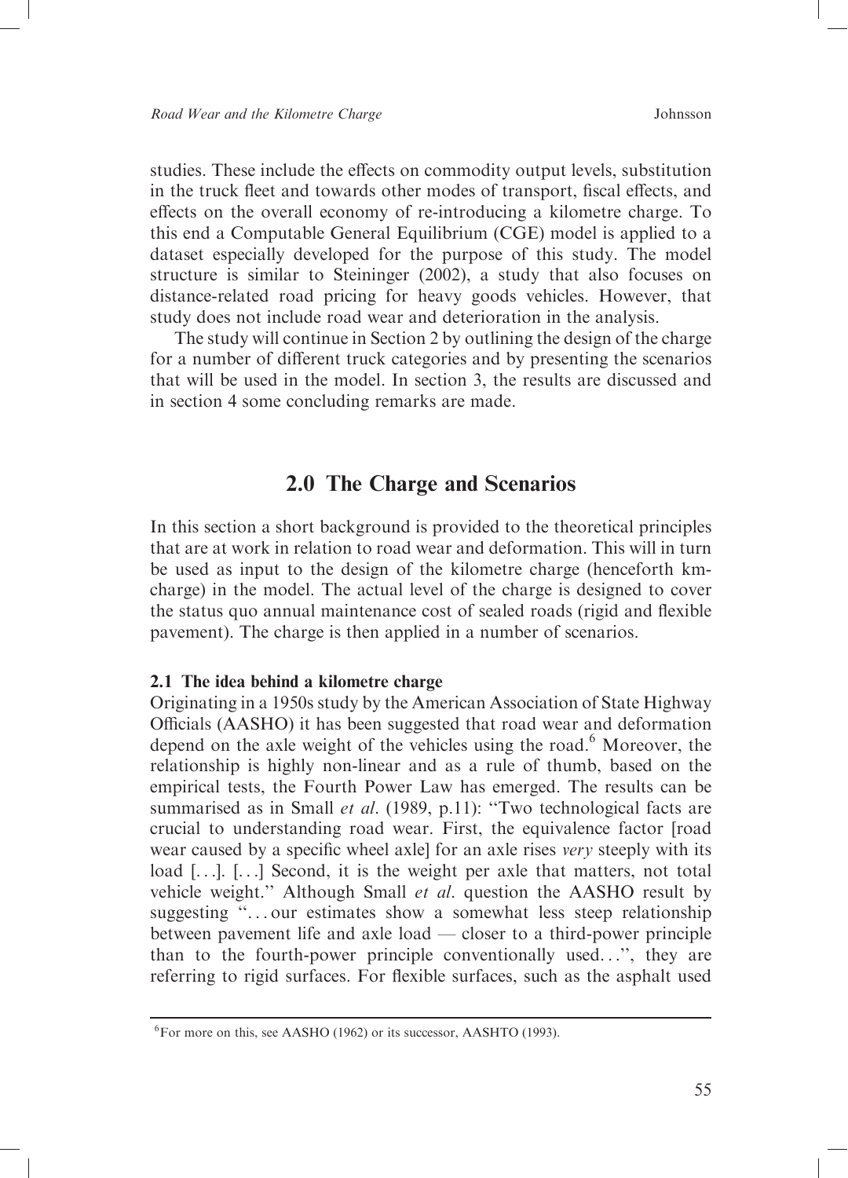studies. These include the effects on commodity output levels, substitution in the truck fleet and towards other modes of transport, fiscal effects, and effects on the overall economy of re-introducing a kilometre charge. To this end a Computable General Equilibrium (CGE) model is applied to a dataset especially developed for the purpose of this study. The model structure is similar to Steininger (2002), a study that also focuses on distance-related road pricing for heavy goods vehicles. However, that study does not include road wear and deterioration in the analysis.

The study will continue in Section 2 by outlining the design of the charge for a number of different truck categories and by presenting the scenarios that will be used in the model. In section 3, the results are discussed and in section 4 some concluding remarks are made.

## 2.0 The Charge and Scenarios

In this section a short background is provided to the theoretical principles that are at work in relation to road wear and deformation. This will in turn be used as input to the design of the kilometre charge (henceforth km-charge) in the model. The actual level of the charge is designed to cover the status quo annual maintenance cost of sealed roads (rigid and flexible pavement). The charge is then applied in a number of scenarios.

### 2.1 The idea behind a kilometre charge

Originating in a 1950s study by the American Association of State Highway Officials (AASHO) it has been suggested that road wear and deformation depend on the axle weight of the vehicles using the road.[6] Moreover, the relationship is highly non-linear and as a rule of thumb, based on the empirical tests, the Fourth Power Law has emerged. The results can be summarised as in Small *et al*. (1989, p.11): "Two technological facts are crucial to understanding road wear. First, the equivalence factor [road wear caused by a specific wheel axle] for an axle rises *very* steeply with its load [...]. [...] Second, it is the weight per axle that matters, not total vehicle weight." Although Small *et al*. question the AASHO result by suggesting "... our estimates show a somewhat less steep relationship between pavement life and axle load — closer to a third-power principle than to the fourth-power principle conventionally used...", they are referring to rigid surfaces. For flexible surfaces, such as the asphalt used

[6] For more on this, see AASHO (1962) or its successor, AASHTO (1993).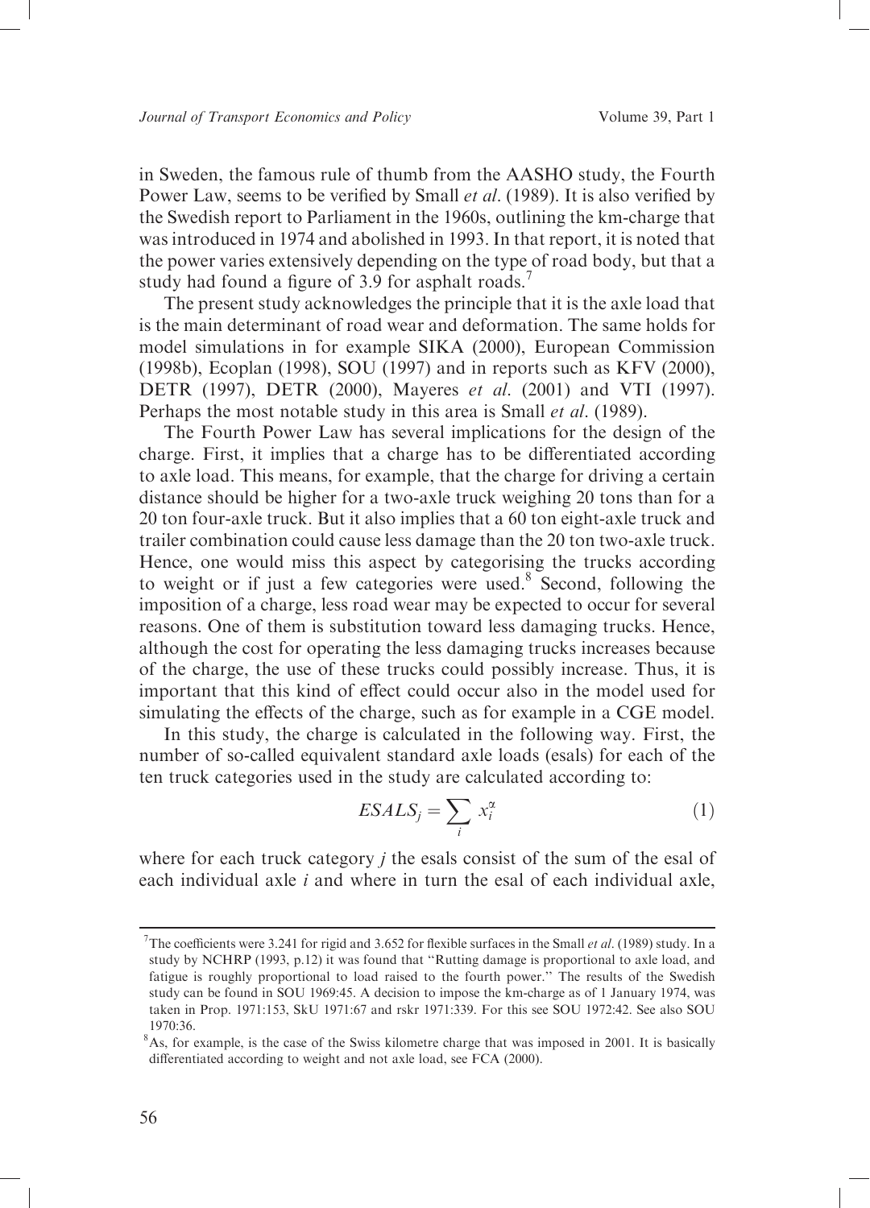in Sweden, the famous rule of thumb from the AASHO study, the Fourth Power Law, seems to be verified by Small *et al*. (1989). It is also verified by the Swedish report to Parliament in the 1960s, outlining the km-charge that was introduced in 1974 and abolished in 1993. In that report, it is noted that the power varies extensively depending on the type of road body, but that a study had found a figure of 3.9 for asphalt roads.[7]

The present study acknowledges the principle that it is the axle load that is the main determinant of road wear and deformation. The same holds for model simulations in for example SIKA (2000), European Commission (1998b), Ecoplan (1998), SOU (1997) and in reports such as KFV (2000), DETR (1997), DETR (2000), Mayeres *et al*. (2001) and VTI (1997). Perhaps the most notable study in this area is Small *et al*. (1989).

The Fourth Power Law has several implications for the design of the charge. First, it implies that a charge has to be differentiated according to axle load. This means, for example, that the charge for driving a certain distance should be higher for a two-axle truck weighing 20 tons than for a 20 ton four-axle truck. But it also implies that a 60 ton eight-axle truck and trailer combination could cause less damage than the 20 ton two-axle truck. Hence, one would miss this aspect by categorising the trucks according to weight or if just a few categories were used.[8] Second, following the imposition of a charge, less road wear may be expected to occur for several reasons. One of them is substitution toward less damaging trucks. Hence, although the cost for operating the less damaging trucks increases because of the charge, the use of these trucks could possibly increase. Thus, it is important that this kind of effect could occur also in the model used for simulating the effects of the charge, such as for example in a CGE model.

In this study, the charge is calculated in the following way. First, the number of so-called equivalent standard axle loads (esals) for each of the ten truck categories used in the study are calculated according to:

$$ESALS_j = \sum_i x_i^{\alpha} \tag{1}$$

where for each truck category $j$ the esals consist of the sum of the esal of each individual axle $i$ and where in turn the esal of each individual axle,

---

[7] The coefficients were 3.241 for rigid and 3.652 for flexible surfaces in the Small *et al*. (1989) study. In a study by NCHRP (1993, p.12) it was found that "Rutting damage is proportional to axle load, and fatigue is roughly proportional to load raised to the fourth power." The results of the Swedish study can be found in SOU 1969:45. A decision to impose the km-charge as of 1 January 1974, was taken in Prop. 1971:153, SkU 1971:67 and rskr 1971:339. For this see SOU 1972:42. See also SOU 1970:36.

[8] As, for example, is the case of the Swiss kilometre charge that was imposed in 2001. It is basically differentiated according to weight and not axle load, see FCA (2000).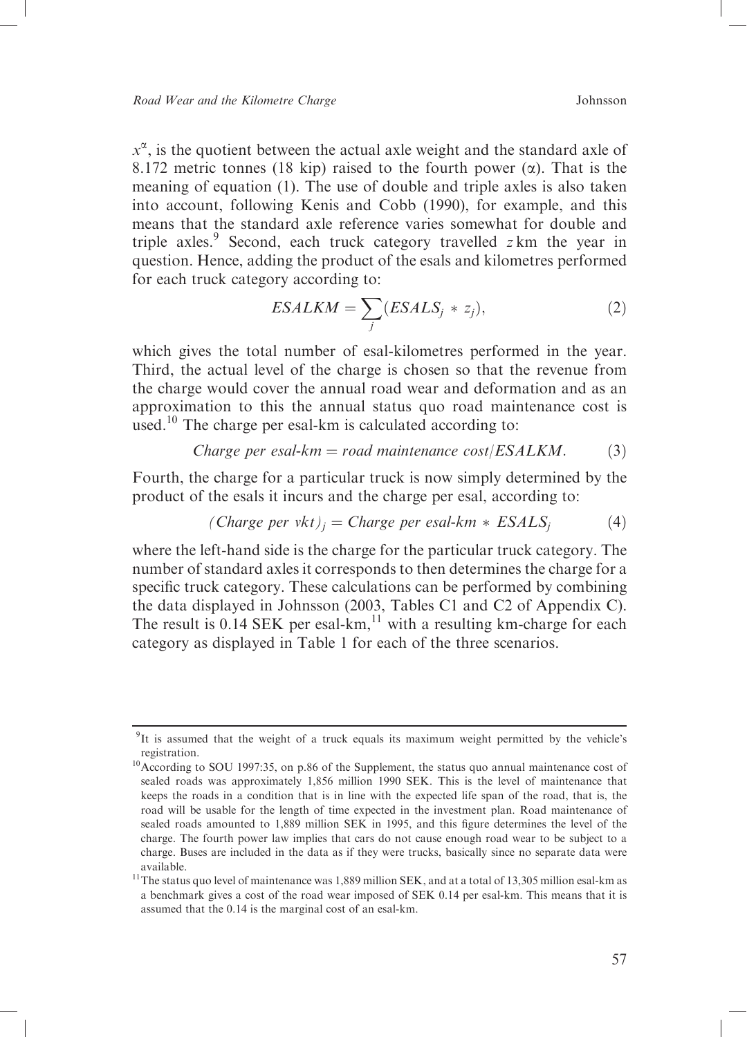$x^{\alpha}$, is the quotient between the actual axle weight and the standard axle of 8.172 metric tonnes (18 kip) raised to the fourth power ($\alpha$). That is the meaning of equation (1). The use of double and triple axles is also taken into account, following Kenis and Cobb (1990), for example, and this means that the standard axle reference varies somewhat for double and triple axles.[9] Second, each truck category travelled $z$ km the year in question. Hence, adding the product of the esals and kilometres performed for each truck category according to:

$$ESALKM = \sum_{j}(ESALS_j * z_j), \tag{2}$$

which gives the total number of esal-kilometres performed in the year. Third, the actual level of the charge is chosen so that the revenue from the charge would cover the annual road wear and deformation and as an approximation to this the annual status quo road maintenance cost is used.[10] The charge per esal-km is calculated according to:

$$\textit{Charge per esal-km} = \textit{road maintenance cost}/ESALKM. \tag{3}$$

Fourth, the charge for a particular truck is now simply determined by the product of the esals it incurs and the charge per esal, according to:

$$(\textit{Charge per vkt})_j = \textit{Charge per esal-km} * ESALS_j \tag{4}$$

where the left-hand side is the charge for the particular truck category. The number of standard axles it corresponds to then determines the charge for a specific truck category. These calculations can be performed by combining the data displayed in Johnsson (2003, Tables C1 and C2 of Appendix C). The result is 0.14 SEK per esal-km,[11] with a resulting km-charge for each category as displayed in Table 1 for each of the three scenarios.

---

[9] It is assumed that the weight of a truck equals its maximum weight permitted by the vehicle's registration.

[10] According to SOU 1997:35, on p.86 of the Supplement, the status quo annual maintenance cost of sealed roads was approximately 1,856 million 1990 SEK. This is the level of maintenance that keeps the roads in a condition that is in line with the expected life span of the road, that is, the road will be usable for the length of time expected in the investment plan. Road maintenance of sealed roads amounted to 1,889 million SEK in 1995, and this figure determines the level of the charge. The fourth power law implies that cars do not cause enough road wear to be subject to a charge. Buses are included in the data as if they were trucks, basically since no separate data were available.

[11] The status quo level of maintenance was 1,889 million SEK, and at a total of 13,305 million esal-km as a benchmark gives a cost of the road wear imposed of SEK 0.14 per esal-km. This means that it is assumed that the 0.14 is the marginal cost of an esal-km.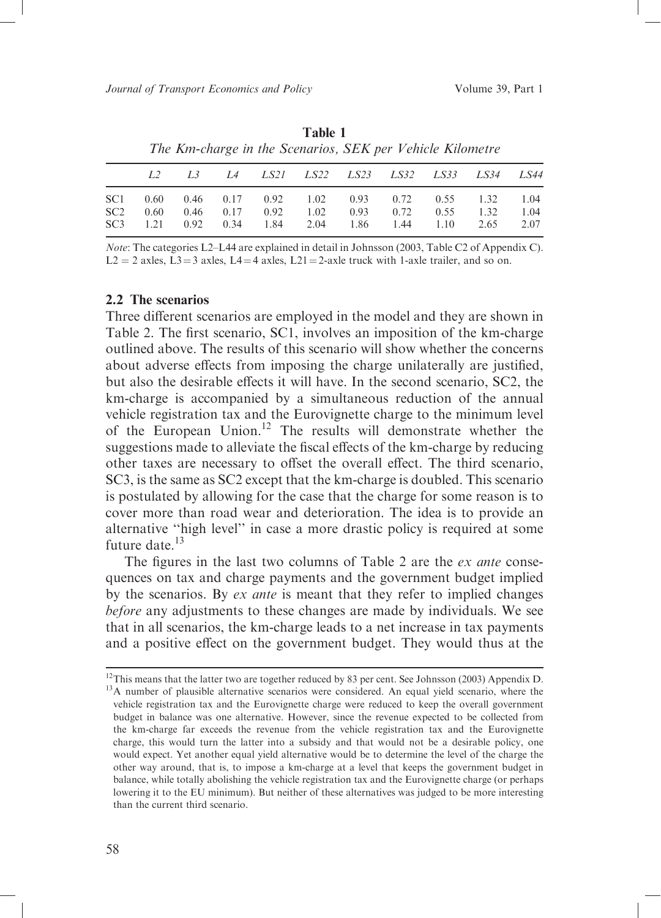**Table 1**
*The Km-charge in the Scenarios, SEK per Vehicle Kilometre*

| | *L2* | *L3* | *L4* | *LS21* | *LS22* | *LS23* | *LS32* | *LS33* | *LS34* | *LS44* |
|---|---|---|---|---|---|---|---|---|---|---|
| SC1 | 0.60 | 0.46 | 0.17 | 0.92 | 1.02 | 0.93 | 0.72 | 0.55 | 1.32 | 1.04 |
| SC2 | 0.60 | 0.46 | 0.17 | 0.92 | 1.02 | 0.93 | 0.72 | 0.55 | 1.32 | 1.04 |
| SC3 | 1.21 | 0.92 | 0.34 | 1.84 | 2.04 | 1.86 | 1.44 | 1.10 | 2.65 | 2.07 |

*Note*: The categories L2–L44 are explained in detail in Johnsson (2003, Table C2 of Appendix C). L2 = 2 axles, L3 = 3 axles, L4 = 4 axles, L21 = 2-axle truck with 1-axle trailer, and so on.

### 2.2 The scenarios

Three different scenarios are employed in the model and they are shown in Table 2. The first scenario, SC1, involves an imposition of the km-charge outlined above. The results of this scenario will show whether the concerns about adverse effects from imposing the charge unilaterally are justified, but also the desirable effects it will have. In the second scenario, SC2, the km-charge is accompanied by a simultaneous reduction of the annual vehicle registration tax and the Eurovignette charge to the minimum level of the European Union.[12] The results will demonstrate whether the suggestions made to alleviate the fiscal effects of the km-charge by reducing other taxes are necessary to offset the overall effect. The third scenario, SC3, is the same as SC2 except that the km-charge is doubled. This scenario is postulated by allowing for the case that the charge for some reason is to cover more than road wear and deterioration. The idea is to provide an alternative "high level" in case a more drastic policy is required at some future date.[13]

The figures in the last two columns of Table 2 are the *ex ante* consequences on tax and charge payments and the government budget implied by the scenarios. By *ex ante* is meant that they refer to implied changes *before* any adjustments to these changes are made by individuals. We see that in all scenarios, the km-charge leads to a net increase in tax payments and a positive effect on the government budget. They would thus at the

---

[12] This means that the latter two are together reduced by 83 per cent. See Johnsson (2003) Appendix D.

[13] A number of plausible alternative scenarios were considered. An equal yield scenario, where the vehicle registration tax and the Eurovignette charge were reduced to keep the overall government budget in balance was one alternative. However, since the revenue expected to be collected from the km-charge far exceeds the revenue from the vehicle registration tax and the Eurovignette charge, this would turn the latter into a subsidy and that would not be a desirable policy, one would expect. Yet another equal yield alternative would be to determine the level of the charge the other way around, that is, to impose a km-charge at a level that keeps the government budget in balance, while totally abolishing the vehicle registration tax and the Eurovignette charge (or perhaps lowering it to the EU minimum). But neither of these alternatives was judged to be more interesting than the current third scenario.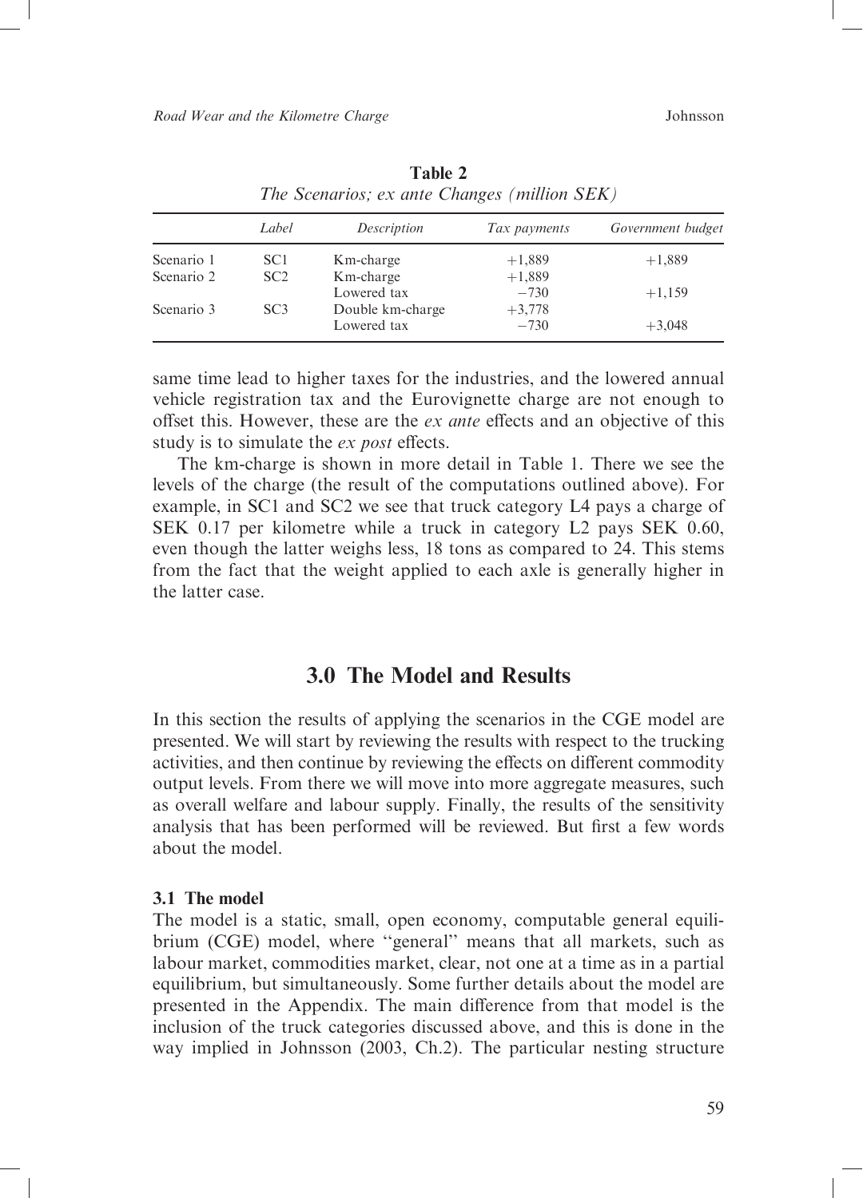**Table 2**
*The Scenarios; ex ante Changes (million SEK)*

| | *Label* | *Description* | *Tax payments* | *Government budget* |
|---|---|---|---|---|
| Scenario 1 | SC1 | Km-charge | +1,889 | +1,889 |
| Scenario 2 | SC2 | Km-charge | +1,889 | |
| | | Lowered tax | −730 | +1,159 |
| Scenario 3 | SC3 | Double km-charge | +3,778 | |
| | | Lowered tax | −730 | +3,048 |

same time lead to higher taxes for the industries, and the lowered annual vehicle registration tax and the Eurovignette charge are not enough to offset this. However, these are the *ex ante* effects and an objective of this study is to simulate the *ex post* effects.

The km-charge is shown in more detail in Table 1. There we see the levels of the charge (the result of the computations outlined above). For example, in SC1 and SC2 we see that truck category L4 pays a charge of SEK 0.17 per kilometre while a truck in category L2 pays SEK 0.60, even though the latter weighs less, 18 tons as compared to 24. This stems from the fact that the weight applied to each axle is generally higher in the latter case.

## 3.0 The Model and Results

In this section the results of applying the scenarios in the CGE model are presented. We will start by reviewing the results with respect to the trucking activities, and then continue by reviewing the effects on different commodity output levels. From there we will move into more aggregate measures, such as overall welfare and labour supply. Finally, the results of the sensitivity analysis that has been performed will be reviewed. But first a few words about the model.

### 3.1 The model

The model is a static, small, open economy, computable general equilibrium (CGE) model, where "general" means that all markets, such as labour market, commodities market, clear, not one at a time as in a partial equilibrium, but simultaneously. Some further details about the model are presented in the Appendix. The main difference from that model is the inclusion of the truck categories discussed above, and this is done in the way implied in Johnsson (2003, Ch.2). The particular nesting structure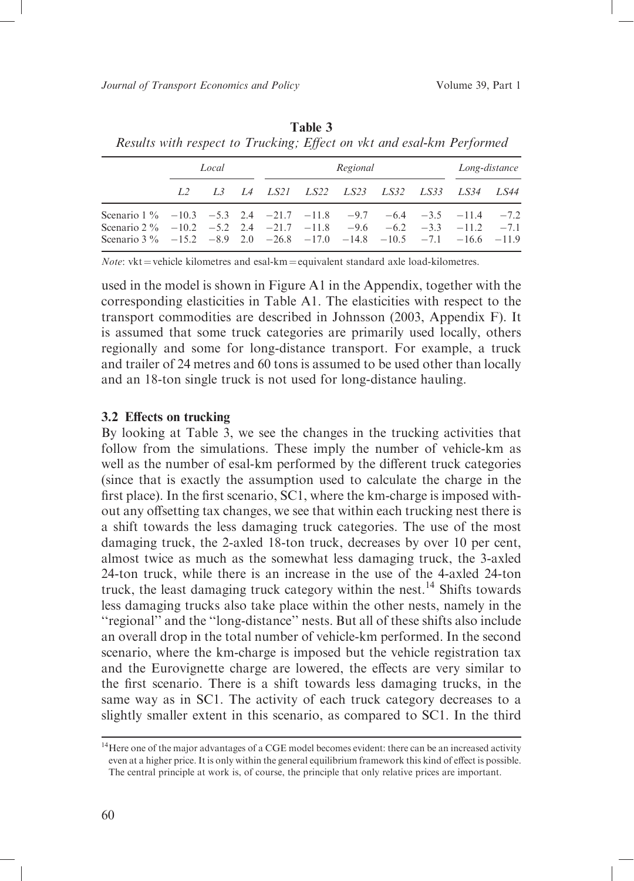**Table 3**
*Results with respect to Trucking; Effect on vkt and esal-km Performed*

| | *Local* | | | *Regional* | | | | | *Long-distance* | |
|---|---|---|---|---|---|---|---|---|---|---|
| | *L2* | *L3* | *L4* | *LS21* | *LS22* | *LS23* | *LS32* | *LS33* | *LS34* | *LS44* |
| Scenario 1 % | −10.3 | −5.3 | 2.4 | −21.7 | −11.8 | −9.7 | −6.4 | −3.5 | −11.4 | −7.2 |
| Scenario 2 % | −10.2 | −5.2 | 2.4 | −21.7 | −11.8 | −9.6 | −6.2 | −3.3 | −11.2 | −7.1 |
| Scenario 3 % | −15.2 | −8.9 | 2.0 | −26.8 | −17.0 | −14.8 | −10.5 | −7.1 | −16.6 | −11.9 |

*Note*: vkt = vehicle kilometres and esal-km = equivalent standard axle load-kilometres.

used in the model is shown in Figure A1 in the Appendix, together with the corresponding elasticities in Table A1. The elasticities with respect to the transport commodities are described in Johnsson (2003, Appendix F). It is assumed that some truck categories are primarily used locally, others regionally and some for long-distance transport. For example, a truck and trailer of 24 metres and 60 tons is assumed to be used other than locally and an 18-ton single truck is not used for long-distance hauling.

### 3.2 Effects on trucking

By looking at Table 3, we see the changes in the trucking activities that follow from the simulations. These imply the number of vehicle-km as well as the number of esal-km performed by the different truck categories (since that is exactly the assumption used to calculate the charge in the first place). In the first scenario, SC1, where the km-charge is imposed without any offsetting tax changes, we see that within each trucking nest there is a shift towards the less damaging truck categories. The use of the most damaging truck, the 2-axled 18-ton truck, decreases by over 10 per cent, almost twice as much as the somewhat less damaging truck, the 3-axled 24-ton truck, while there is an increase in the use of the 4-axled 24-ton truck, the least damaging truck category within the nest.[14] Shifts towards less damaging trucks also take place within the other nests, namely in the ''regional'' and the ''long-distance'' nests. But all of these shifts also include an overall drop in the total number of vehicle-km performed. In the second scenario, where the km-charge is imposed but the vehicle registration tax and the Eurovignette charge are lowered, the effects are very similar to the first scenario. There is a shift towards less damaging trucks, in the same way as in SC1. The activity of each truck category decreases to a slightly smaller extent in this scenario, as compared to SC1. In the third

[14] Here one of the major advantages of a CGE model becomes evident: there can be an increased activity even at a higher price. It is only within the general equilibrium framework this kind of effect is possible. The central principle at work is, of course, the principle that only relative prices are important.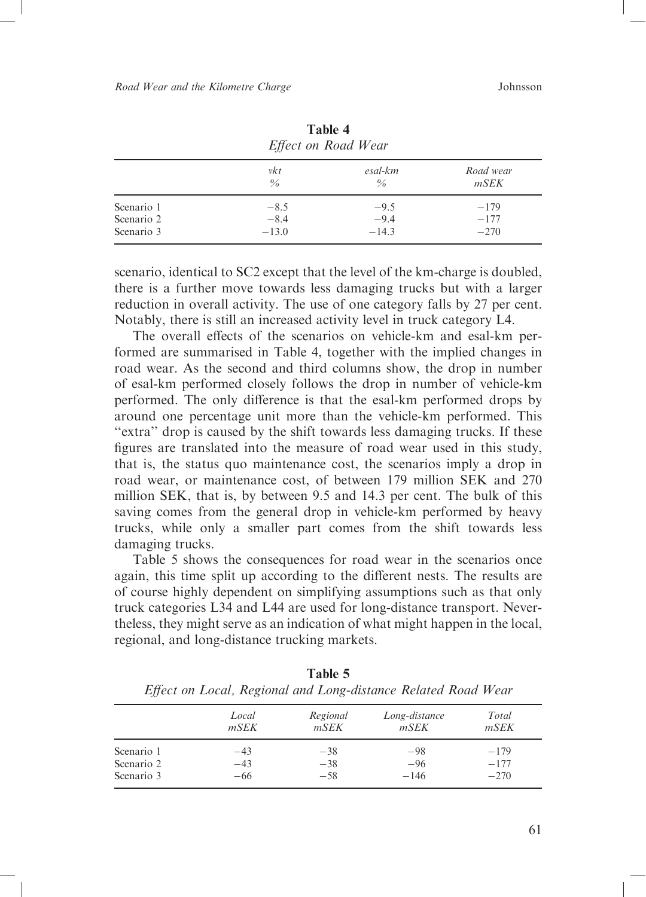**Table 4**
*Effect on Road Wear*

| | *vkt* % | *esal-km* % | *Road wear* *mSEK* |
|---|---|---|---|
| Scenario 1 | −8.5 | −9.5 | −179 |
| Scenario 2 | −8.4 | −9.4 | −177 |
| Scenario 3 | −13.0 | −14.3 | −270 |

scenario, identical to SC2 except that the level of the km-charge is doubled, there is a further move towards less damaging trucks but with a larger reduction in overall activity. The use of one category falls by 27 per cent. Notably, there is still an increased activity level in truck category L4.

The overall effects of the scenarios on vehicle-km and esal-km performed are summarised in Table 4, together with the implied changes in road wear. As the second and third columns show, the drop in number of esal-km performed closely follows the drop in number of vehicle-km performed. The only difference is that the esal-km performed drops by around one percentage unit more than the vehicle-km performed. This "extra" drop is caused by the shift towards less damaging trucks. If these figures are translated into the measure of road wear used in this study, that is, the status quo maintenance cost, the scenarios imply a drop in road wear, or maintenance cost, of between 179 million SEK and 270 million SEK, that is, by between 9.5 and 14.3 per cent. The bulk of this saving comes from the general drop in vehicle-km performed by heavy trucks, while only a smaller part comes from the shift towards less damaging trucks.

Table 5 shows the consequences for road wear in the scenarios once again, this time split up according to the different nests. The results are of course highly dependent on simplifying assumptions such as that only truck categories L34 and L44 are used for long-distance transport. Nevertheless, they might serve as an indication of what might happen in the local, regional, and long-distance trucking markets.

**Table 5**
*Effect on Local, Regional and Long-distance Related Road Wear*

| | *Local* *mSEK* | *Regional* *mSEK* | *Long-distance* *mSEK* | *Total* *mSEK* |
|---|---|---|---|---|
| Scenario 1 | −43 | −38 | −98 | −179 |
| Scenario 2 | −43 | −38 | −96 | −177 |
| Scenario 3 | −66 | −58 | −146 | −270 |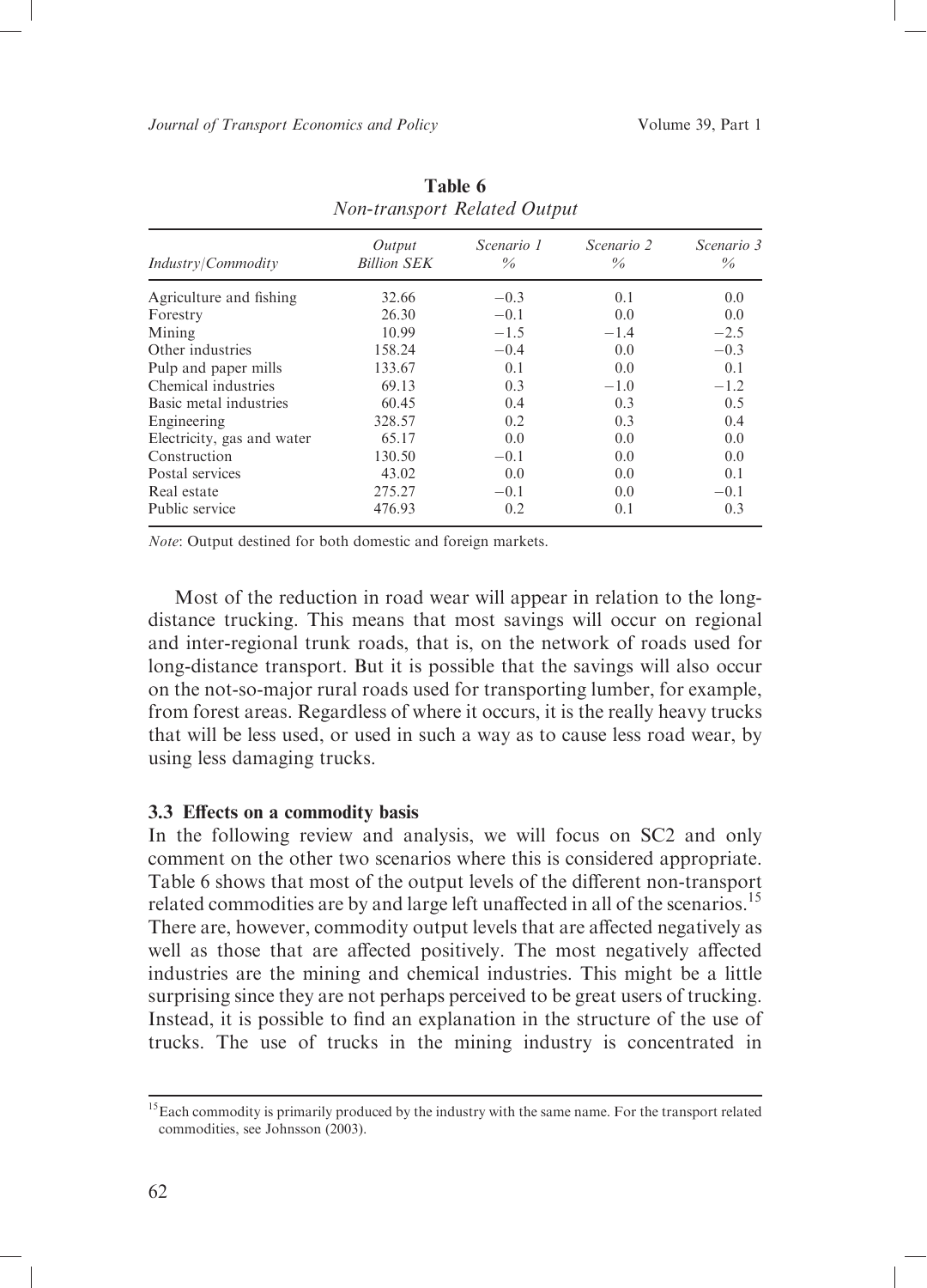**Table 6**
*Non-transport Related Output*

| *Industry/Commodity* | *Output Billion SEK* | *Scenario 1 %* | *Scenario 2 %* | *Scenario 3 %* |
|---|---|---|---|---|
| Agriculture and fishing | 32.66 | −0.3 | 0.1 | 0.0 |
| Forestry | 26.30 | −0.1 | 0.0 | 0.0 |
| Mining | 10.99 | −1.5 | −1.4 | −2.5 |
| Other industries | 158.24 | −0.4 | 0.0 | −0.3 |
| Pulp and paper mills | 133.67 | 0.1 | 0.0 | 0.1 |
| Chemical industries | 69.13 | 0.3 | −1.0 | −1.2 |
| Basic metal industries | 60.45 | 0.4 | 0.3 | 0.5 |
| Engineering | 328.57 | 0.2 | 0.3 | 0.4 |
| Electricity, gas and water | 65.17 | 0.0 | 0.0 | 0.0 |
| Construction | 130.50 | −0.1 | 0.0 | 0.0 |
| Postal services | 43.02 | 0.0 | 0.0 | 0.1 |
| Real estate | 275.27 | −0.1 | 0.0 | −0.1 |
| Public service | 476.93 | 0.2 | 0.1 | 0.3 |

*Note*: Output destined for both domestic and foreign markets.

Most of the reduction in road wear will appear in relation to the long-distance trucking. This means that most savings will occur on regional and inter-regional trunk roads, that is, on the network of roads used for long-distance transport. But it is possible that the savings will also occur on the not-so-major rural roads used for transporting lumber, for example, from forest areas. Regardless of where it occurs, it is the really heavy trucks that will be less used, or used in such a way as to cause less road wear, by using less damaging trucks.

### 3.3 Effects on a commodity basis

In the following review and analysis, we will focus on SC2 and only comment on the other two scenarios where this is considered appropriate. Table 6 shows that most of the output levels of the different non-transport related commodities are by and large left unaffected in all of the scenarios.[15] There are, however, commodity output levels that are affected negatively as well as those that are affected positively. The most negatively affected industries are the mining and chemical industries. This might be a little surprising since they are not perhaps perceived to be great users of trucking. Instead, it is possible to find an explanation in the structure of the use of trucks. The use of trucks in the mining industry is concentrated in

[15] Each commodity is primarily produced by the industry with the same name. For the transport related commodities, see Johnsson (2003).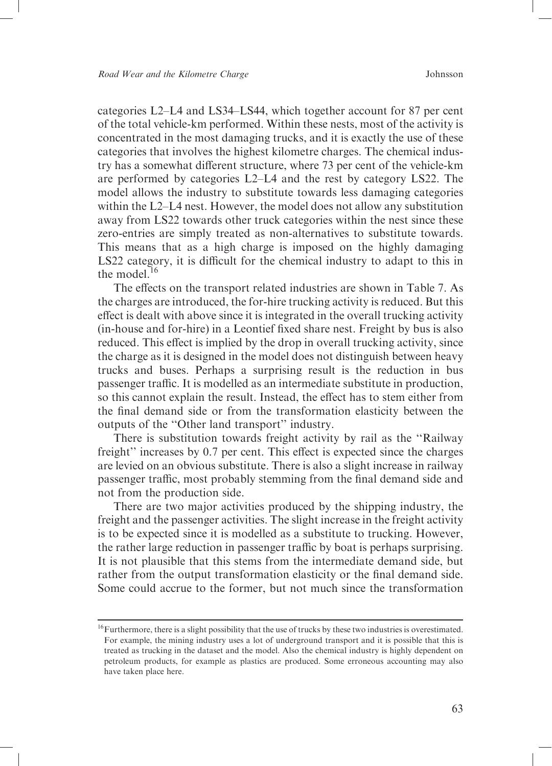categories L2–L4 and LS34–LS44, which together account for 87 per cent of the total vehicle-km performed. Within these nests, most of the activity is concentrated in the most damaging trucks, and it is exactly the use of these categories that involves the highest kilometre charges. The chemical industry has a somewhat different structure, where 73 per cent of the vehicle-km are performed by categories L2–L4 and the rest by category LS22. The model allows the industry to substitute towards less damaging categories within the L2–L4 nest. However, the model does not allow any substitution away from LS22 towards other truck categories within the nest since these zero-entries are simply treated as non-alternatives to substitute towards. This means that as a high charge is imposed on the highly damaging LS22 category, it is difficult for the chemical industry to adapt to this in the model.[16]

The effects on the transport related industries are shown in Table 7. As the charges are introduced, the for-hire trucking activity is reduced. But this effect is dealt with above since it is integrated in the overall trucking activity (in-house and for-hire) in a Leontief fixed share nest. Freight by bus is also reduced. This effect is implied by the drop in overall trucking activity, since the charge as it is designed in the model does not distinguish between heavy trucks and buses. Perhaps a surprising result is the reduction in bus passenger traffic. It is modelled as an intermediate substitute in production, so this cannot explain the result. Instead, the effect has to stem either from the final demand side or from the transformation elasticity between the outputs of the "Other land transport" industry.

There is substitution towards freight activity by rail as the "Railway freight" increases by 0.7 per cent. This effect is expected since the charges are levied on an obvious substitute. There is also a slight increase in railway passenger traffic, most probably stemming from the final demand side and not from the production side.

There are two major activities produced by the shipping industry, the freight and the passenger activities. The slight increase in the freight activity is to be expected since it is modelled as a substitute to trucking. However, the rather large reduction in passenger traffic by boat is perhaps surprising. It is not plausible that this stems from the intermediate demand side, but rather from the output transformation elasticity or the final demand side. Some could accrue to the former, but not much since the transformation

[16] Furthermore, there is a slight possibility that the use of trucks by these two industries is overestimated. For example, the mining industry uses a lot of underground transport and it is possible that this is treated as trucking in the dataset and the model. Also the chemical industry is highly dependent on petroleum products, for example as plastics are produced. Some erroneous accounting may also have taken place here.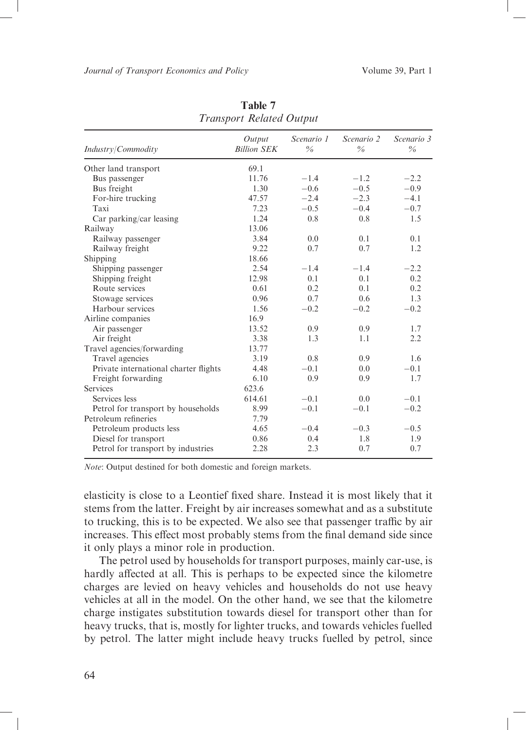**Table 7**
*Transport Related Output*

| *Industry/Commodity* | *Output Billion SEK* | *Scenario 1 %* | *Scenario 2 %* | *Scenario 3 %* |
|---|---|---|---|---|
| Other land transport | 69.1 | | | |
| Bus passenger | 11.76 | −1.4 | −1.2 | −2.2 |
| Bus freight | 1.30 | −0.6 | −0.5 | −0.9 |
| For-hire trucking | 47.57 | −2.4 | −2.3 | −4.1 |
| Taxi | 7.23 | −0.5 | −0.4 | −0.7 |
| Car parking/car leasing | 1.24 | 0.8 | 0.8 | 1.5 |
| Railway | 13.06 | | | |
| Railway passenger | 3.84 | 0.0 | 0.1 | 0.1 |
| Railway freight | 9.22 | 0.7 | 0.7 | 1.2 |
| Shipping | 18.66 | | | |
| Shipping passenger | 2.54 | −1.4 | −1.4 | −2.2 |
| Shipping freight | 12.98 | 0.1 | 0.1 | 0.2 |
| Route services | 0.61 | 0.2 | 0.1 | 0.2 |
| Stowage services | 0.96 | 0.7 | 0.6 | 1.3 |
| Harbour services | 1.56 | −0.2 | −0.2 | −0.2 |
| Airline companies | 16.9 | | | |
| Air passenger | 13.52 | 0.9 | 0.9 | 1.7 |
| Air freight | 3.38 | 1.3 | 1.1 | 2.2 |
| Travel agencies/forwarding | 13.77 | | | |
| Travel agencies | 3.19 | 0.8 | 0.9 | 1.6 |
| Private international charter flights | 4.48 | −0.1 | 0.0 | −0.1 |
| Freight forwarding | 6.10 | 0.9 | 0.9 | 1.7 |
| Services | 623.6 | | | |
| Services less | 614.61 | −0.1 | 0.0 | −0.1 |
| Petrol for transport by households | 8.99 | −0.1 | −0.1 | −0.2 |
| Petroleum refineries | 7.79 | | | |
| Petroleum products less | 4.65 | −0.4 | −0.3 | −0.5 |
| Diesel for transport | 0.86 | 0.4 | 1.8 | 1.9 |
| Petrol for transport by industries | 2.28 | 2.3 | 0.7 | 0.7 |

*Note*: Output destined for both domestic and foreign markets.

elasticity is close to a Leontief fixed share. Instead it is most likely that it stems from the latter. Freight by air increases somewhat and as a substitute to trucking, this is to be expected. We also see that passenger traffic by air increases. This effect most probably stems from the final demand side since it only plays a minor role in production.

The petrol used by households for transport purposes, mainly car-use, is hardly affected at all. This is perhaps to be expected since the kilometre charges are levied on heavy vehicles and households do not use heavy vehicles at all in the model. On the other hand, we see that the kilometre charge instigates substitution towards diesel for transport other than for heavy trucks, that is, mostly for lighter trucks, and towards vehicles fuelled by petrol. The latter might include heavy trucks fuelled by petrol, since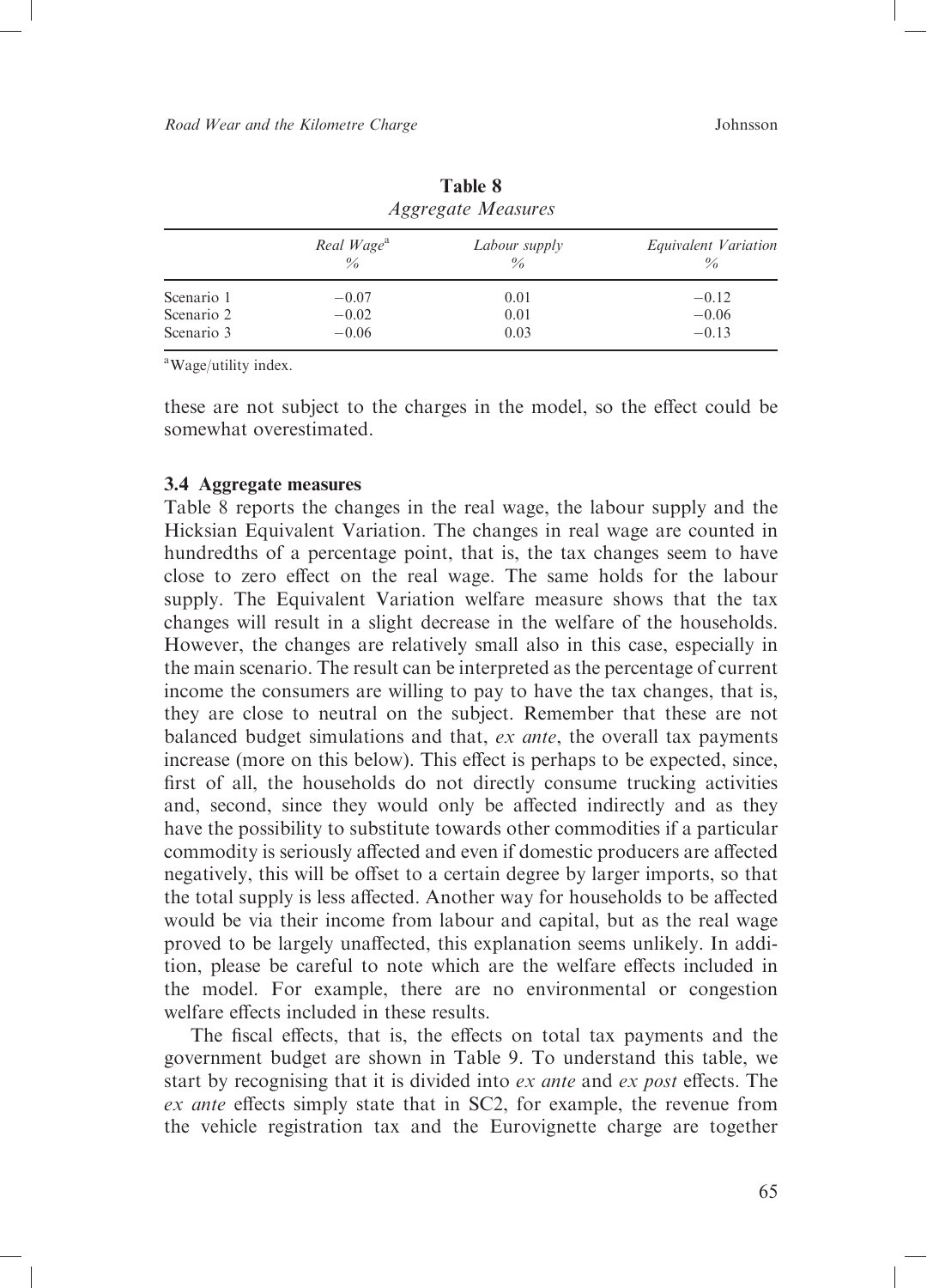**Table 8**
*Aggregate Measures*

| | *Real Wage*[a] % | *Labour supply* % | *Equivalent Variation* % |
|---|---|---|---|
| Scenario 1 | −0.07 | 0.01 | −0.12 |
| Scenario 2 | −0.02 | 0.01 | −0.06 |
| Scenario 3 | −0.06 | 0.03 | −0.13 |

[a]Wage/utility index.

these are not subject to the charges in the model, so the effect could be somewhat overestimated.

### 3.4 Aggregate measures

Table 8 reports the changes in the real wage, the labour supply and the Hicksian Equivalent Variation. The changes in real wage are counted in hundredths of a percentage point, that is, the tax changes seem to have close to zero effect on the real wage. The same holds for the labour supply. The Equivalent Variation welfare measure shows that the tax changes will result in a slight decrease in the welfare of the households. However, the changes are relatively small also in this case, especially in the main scenario. The result can be interpreted as the percentage of current income the consumers are willing to pay to have the tax changes, that is, they are close to neutral on the subject. Remember that these are not balanced budget simulations and that, *ex ante*, the overall tax payments increase (more on this below). This effect is perhaps to be expected, since, first of all, the households do not directly consume trucking activities and, second, since they would only be affected indirectly and as they have the possibility to substitute towards other commodities if a particular commodity is seriously affected and even if domestic producers are affected negatively, this will be offset to a certain degree by larger imports, so that the total supply is less affected. Another way for households to be affected would be via their income from labour and capital, but as the real wage proved to be largely unaffected, this explanation seems unlikely. In addition, please be careful to note which are the welfare effects included in the model. For example, there are no environmental or congestion welfare effects included in these results.

The fiscal effects, that is, the effects on total tax payments and the government budget are shown in Table 9. To understand this table, we start by recognising that it is divided into *ex ante* and *ex post* effects. The *ex ante* effects simply state that in SC2, for example, the revenue from the vehicle registration tax and the Eurovignette charge are together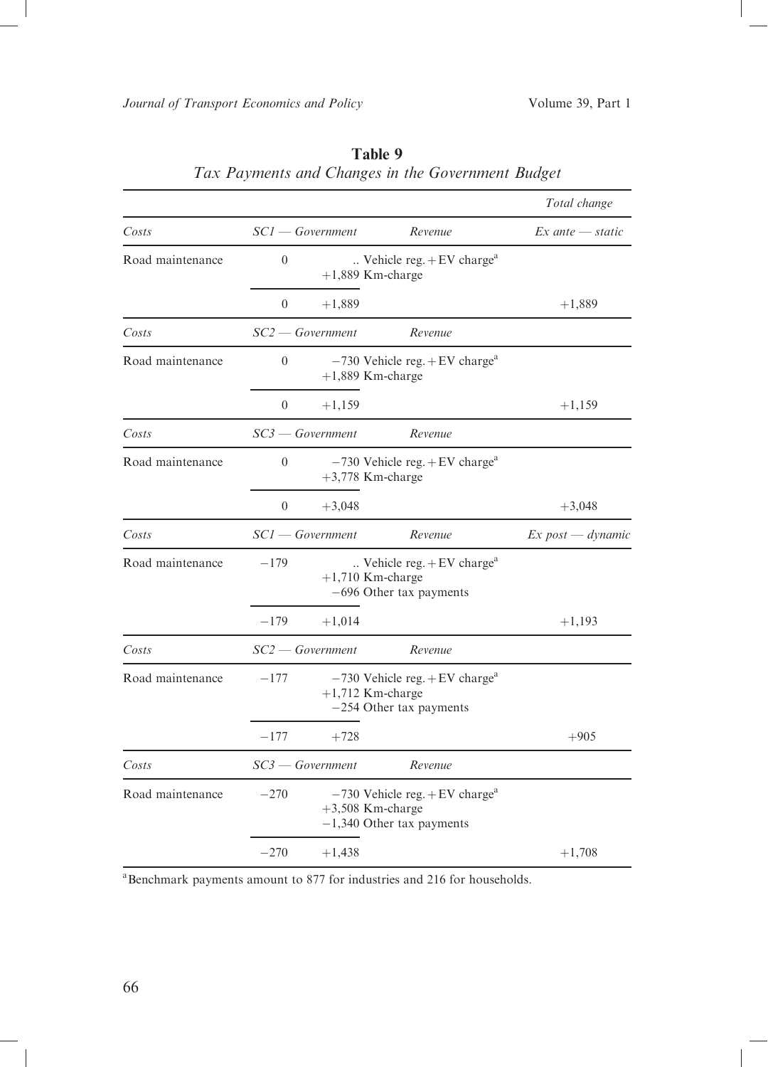**Table 9**
*Tax Payments and Changes in the Government Budget*

| | | | | *Total change* |
|---|---|---|---|---|
| *Costs* | *SC1 — Government* | | *Revenue* | *Ex ante — static* |
| Road maintenance | 0 | | .. Vehicle reg. + EV charge[a] <br> +1,889 Km-charge | |
| | 0 | +1,889 | | +1,889 |
| *Costs* | *SC2 — Government* | | *Revenue* | |
| Road maintenance | 0 | | −730 Vehicle reg. + EV charge[a] <br> +1,889 Km-charge | |
| | 0 | +1,159 | | +1,159 |
| *Costs* | *SC3 — Government* | | *Revenue* | |
| Road maintenance | 0 | | −730 Vehicle reg. + EV charge[a] <br> +3,778 Km-charge | |
| | 0 | +3,048 | | +3,048 |
| *Costs* | *SC1 — Government* | | *Revenue* | *Ex post — dynamic* |
| Road maintenance | −179 | | .. Vehicle reg. + EV charge[a] <br> +1,710 Km-charge <br> −696 Other tax payments | |
| | −179 | +1,014 | | +1,193 |
| *Costs* | *SC2 — Government* | | *Revenue* | |
| Road maintenance | −177 | | −730 Vehicle reg. + EV charge[a] <br> +1,712 Km-charge <br> −254 Other tax payments | |
| | −177 | +728 | | +905 |
| *Costs* | *SC3 — Government* | | *Revenue* | |
| Road maintenance | −270 | | −730 Vehicle reg. + EV charge[a] <br> +3,508 Km-charge <br> −1,340 Other tax payments | |
| | −270 | +1,438 | | +1,708 |

[a]Benchmark payments amount to 877 for industries and 216 for households.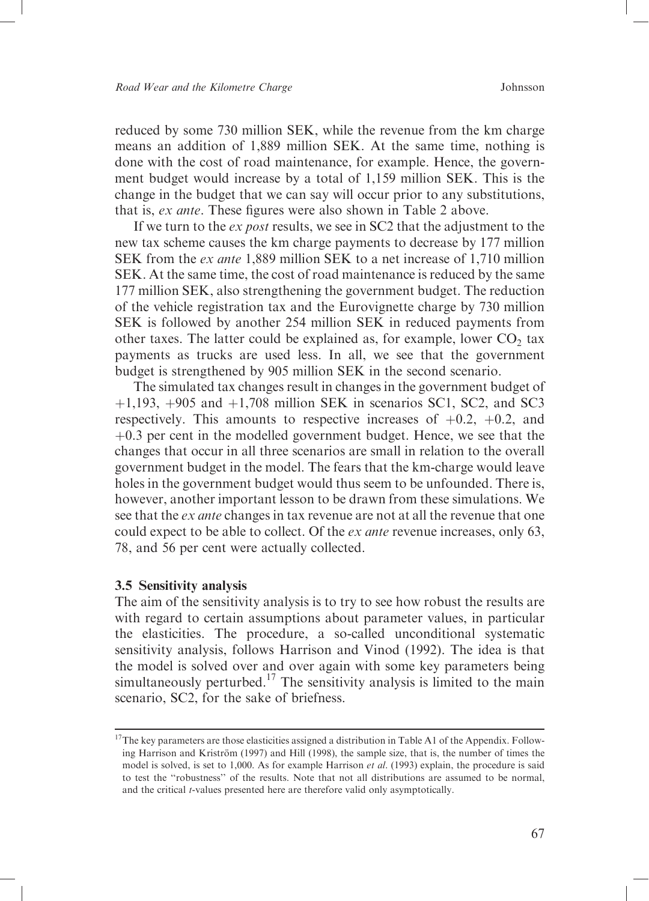reduced by some 730 million SEK, while the revenue from the km charge means an addition of 1,889 million SEK. At the same time, nothing is done with the cost of road maintenance, for example. Hence, the government budget would increase by a total of 1,159 million SEK. This is the change in the budget that we can say will occur prior to any substitutions, that is, *ex ante*. These figures were also shown in Table 2 above.

If we turn to the *ex post* results, we see in SC2 that the adjustment to the new tax scheme causes the km charge payments to decrease by 177 million SEK from the *ex ante* 1,889 million SEK to a net increase of 1,710 million SEK. At the same time, the cost of road maintenance is reduced by the same 177 million SEK, also strengthening the government budget. The reduction of the vehicle registration tax and the Eurovignette charge by 730 million SEK is followed by another 254 million SEK in reduced payments from other taxes. The latter could be explained as, for example, lower $CO_2$ tax payments as trucks are used less. In all, we see that the government budget is strengthened by 905 million SEK in the second scenario.

The simulated tax changes result in changes in the government budget of +1,193, +905 and +1,708 million SEK in scenarios SC1, SC2, and SC3 respectively. This amounts to respective increases of +0.2, +0.2, and +0.3 per cent in the modelled government budget. Hence, we see that the changes that occur in all three scenarios are small in relation to the overall government budget in the model. The fears that the km-charge would leave holes in the government budget would thus seem to be unfounded. There is, however, another important lesson to be drawn from these simulations. We see that the *ex ante* changes in tax revenue are not at all the revenue that one could expect to be able to collect. Of the *ex ante* revenue increases, only 63, 78, and 56 per cent were actually collected.

### 3.5 Sensitivity analysis

The aim of the sensitivity analysis is to try to see how robust the results are with regard to certain assumptions about parameter values, in particular the elasticities. The procedure, a so-called unconditional systematic sensitivity analysis, follows Harrison and Vinod (1992). The idea is that the model is solved over and over again with some key parameters being simultaneously perturbed.[17] The sensitivity analysis is limited to the main scenario, SC2, for the sake of briefness.

[17]The key parameters are those elasticities assigned a distribution in Table A1 of the Appendix. Following Harrison and Kriström (1997) and Hill (1998), the sample size, that is, the number of times the model is solved, is set to 1,000. As for example Harrison *et al*. (1993) explain, the procedure is said to test the "robustness" of the results. Note that not all distributions are assumed to be normal, and the critical *t*-values presented here are therefore valid only asymptotically.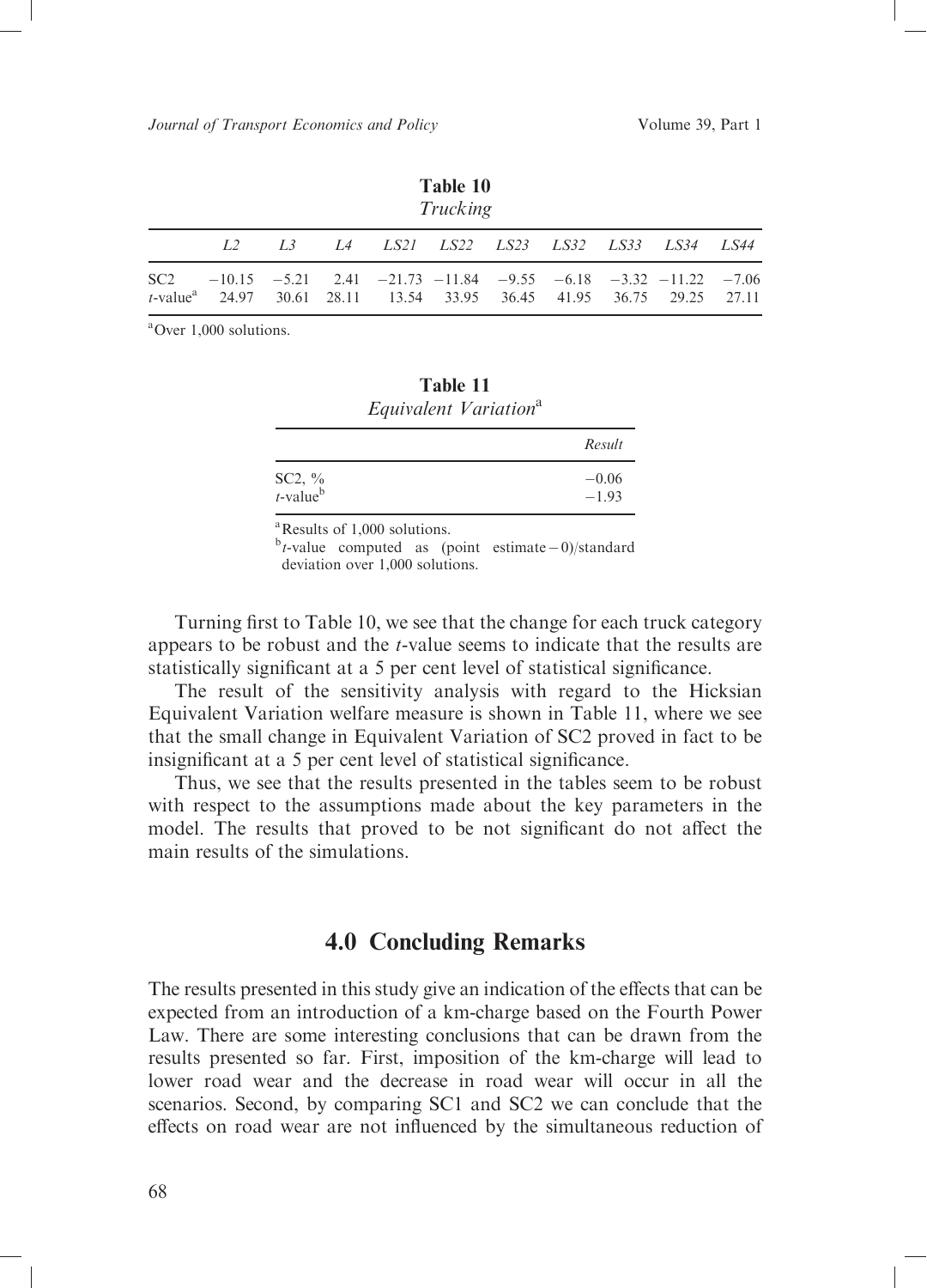**Table 10**
*Trucking*

| | *L2* | *L3* | *L4* | *LS21* | *LS22* | *LS23* | *LS32* | *LS33* | *LS34* | *LS44* |
|---|---|---|---|---|---|---|---|---|---|---|
| SC2 | −10.15 | −5.21 | 2.41 | −21.73 | −11.84 | −9.55 | −6.18 | −3.32 | −11.22 | −7.06 |
| *t*-value[a] | 24.97 | 30.61 | 28.11 | 13.54 | 33.95 | 36.45 | 41.95 | 36.75 | 29.25 | 27.11 |

[a]Over 1,000 solutions.

**Table 11**
*Equivalent Variation*[a]

| | *Result* |
|---|---|
| SC2, % | −0.06 |
| *t*-value[b] | −1.93 |

[a]Results of 1,000 solutions.
[b]*t*-value computed as (point estimate − 0)/standard deviation over 1,000 solutions.

Turning first to Table 10, we see that the change for each truck category appears to be robust and the *t*-value seems to indicate that the results are statistically significant at a 5 per cent level of statistical significance.

The result of the sensitivity analysis with regard to the Hicksian Equivalent Variation welfare measure is shown in Table 11, where we see that the small change in Equivalent Variation of SC2 proved in fact to be insignificant at a 5 per cent level of statistical significance.

Thus, we see that the results presented in the tables seem to be robust with respect to the assumptions made about the key parameters in the model. The results that proved to be not significant do not affect the main results of the simulations.

## 4.0 Concluding Remarks

The results presented in this study give an indication of the effects that can be expected from an introduction of a km-charge based on the Fourth Power Law. There are some interesting conclusions that can be drawn from the results presented so far. First, imposition of the km-charge will lead to lower road wear and the decrease in road wear will occur in all the scenarios. Second, by comparing SC1 and SC2 we can conclude that the effects on road wear are not influenced by the simultaneous reduction of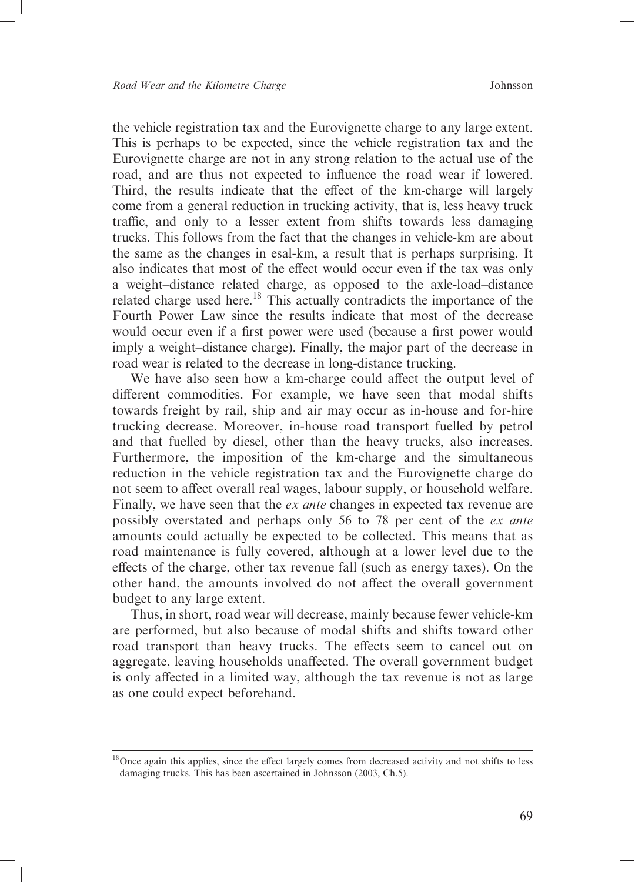the vehicle registration tax and the Eurovignette charge to any large extent. This is perhaps to be expected, since the vehicle registration tax and the Eurovignette charge are not in any strong relation to the actual use of the road, and are thus not expected to influence the road wear if lowered. Third, the results indicate that the effect of the km-charge will largely come from a general reduction in trucking activity, that is, less heavy truck traffic, and only to a lesser extent from shifts towards less damaging trucks. This follows from the fact that the changes in vehicle-km are about the same as the changes in esal-km, a result that is perhaps surprising. It also indicates that most of the effect would occur even if the tax was only a weight–distance related charge, as opposed to the axle-load–distance related charge used here.[18] This actually contradicts the importance of the Fourth Power Law since the results indicate that most of the decrease would occur even if a first power were used (because a first power would imply a weight–distance charge). Finally, the major part of the decrease in road wear is related to the decrease in long-distance trucking.

We have also seen how a km-charge could affect the output level of different commodities. For example, we have seen that modal shifts towards freight by rail, ship and air may occur as in-house and for-hire trucking decrease. Moreover, in-house road transport fuelled by petrol and that fuelled by diesel, other than the heavy trucks, also increases. Furthermore, the imposition of the km-charge and the simultaneous reduction in the vehicle registration tax and the Eurovignette charge do not seem to affect overall real wages, labour supply, or household welfare. Finally, we have seen that the *ex ante* changes in expected tax revenue are possibly overstated and perhaps only 56 to 78 per cent of the *ex ante* amounts could actually be expected to be collected. This means that as road maintenance is fully covered, although at a lower level due to the effects of the charge, other tax revenue fall (such as energy taxes). On the other hand, the amounts involved do not affect the overall government budget to any large extent.

Thus, in short, road wear will decrease, mainly because fewer vehicle-km are performed, but also because of modal shifts and shifts toward other road transport than heavy trucks. The effects seem to cancel out on aggregate, leaving households unaffected. The overall government budget is only affected in a limited way, although the tax revenue is not as large as one could expect beforehand.

---

[18] Once again this applies, since the effect largely comes from decreased activity and not shifts to less damaging trucks. This has been ascertained in Johnsson (2003, Ch.5).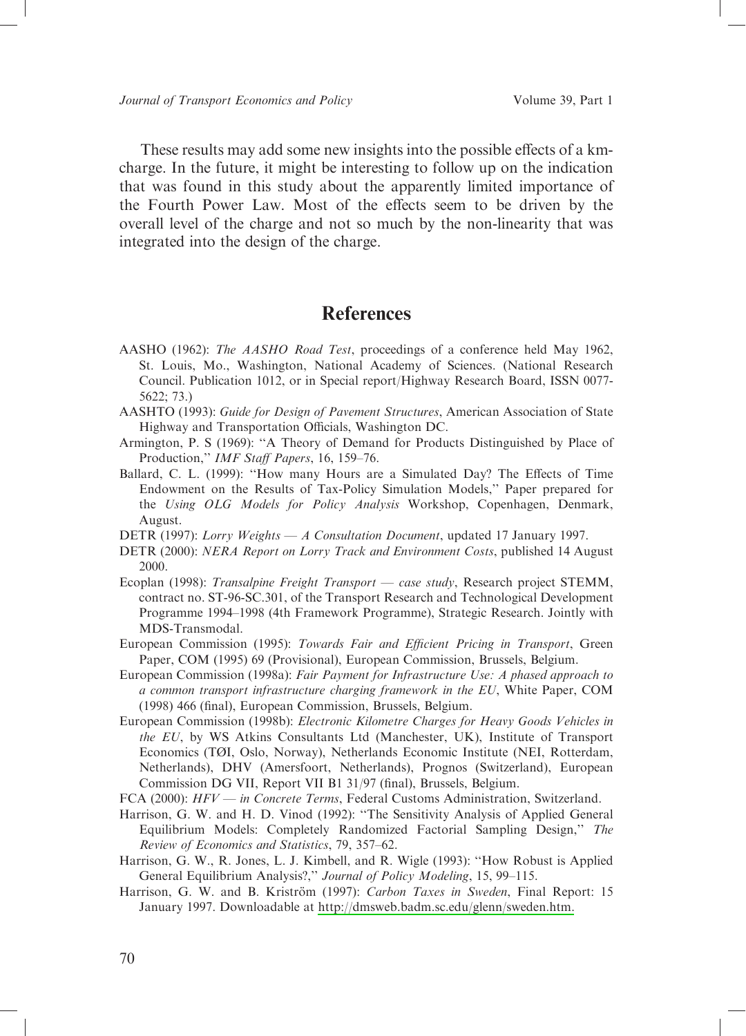These results may add some new insights into the possible effects of a km-charge. In the future, it might be interesting to follow up on the indication that was found in this study about the apparently limited importance of the Fourth Power Law. Most of the effects seem to be driven by the overall level of the charge and not so much by the non-linearity that was integrated into the design of the charge.

## References

AASHO (1962): *The AASHO Road Test*, proceedings of a conference held May 1962, St. Louis, Mo., Washington, National Academy of Sciences. (National Research Council. Publication 1012, or in Special report/Highway Research Board, ISSN 0077-5622; 73.)

AASHTO (1993): *Guide for Design of Pavement Structures*, American Association of State Highway and Transportation Officials, Washington DC.

Armington, P. S (1969): "A Theory of Demand for Products Distinguished by Place of Production," *IMF Staff Papers*, 16, 159–76.

Ballard, C. L. (1999): "How many Hours are a Simulated Day? The Effects of Time Endowment on the Results of Tax-Policy Simulation Models," Paper prepared for the *Using OLG Models for Policy Analysis* Workshop, Copenhagen, Denmark, August.

DETR (1997): *Lorry Weights — A Consultation Document*, updated 17 January 1997.

DETR (2000): *NERA Report on Lorry Track and Environment Costs*, published 14 August 2000.

Ecoplan (1998): *Transalpine Freight Transport — case study*, Research project STEMM, contract no. ST-96-SC.301, of the Transport Research and Technological Development Programme 1994–1998 (4th Framework Programme), Strategic Research. Jointly with MDS-Transmodal.

European Commission (1995): *Towards Fair and Efficient Pricing in Transport*, Green Paper, COM (1995) 69 (Provisional), European Commission, Brussels, Belgium.

European Commission (1998a): *Fair Payment for Infrastructure Use: A phased approach to a common transport infrastructure charging framework in the EU*, White Paper, COM (1998) 466 (final), European Commission, Brussels, Belgium.

European Commission (1998b): *Electronic Kilometre Charges for Heavy Goods Vehicles in the EU*, by WS Atkins Consultants Ltd (Manchester, UK), Institute of Transport Economics (TØI, Oslo, Norway), Netherlands Economic Institute (NEI, Rotterdam, Netherlands), DHV (Amersfoort, Netherlands), Prognos (Switzerland), European Commission DG VII, Report VII B1 31/97 (final), Brussels, Belgium.

FCA (2000): *HFV — in Concrete Terms*, Federal Customs Administration, Switzerland.

Harrison, G. W. and H. D. Vinod (1992): "The Sensitivity Analysis of Applied General Equilibrium Models: Completely Randomized Factorial Sampling Design," *The Review of Economics and Statistics*, 79, 357–62.

Harrison, G. W., R. Jones, L. J. Kimbell, and R. Wigle (1993): "How Robust is Applied General Equilibrium Analysis?," *Journal of Policy Modeling*, 15, 99–115.

Harrison, G. W. and B. Kriström (1997): *Carbon Taxes in Sweden*, Final Report: 15 January 1997. Downloadable at http://dmsweb.badm.sc.edu/glenn/sweden.htm.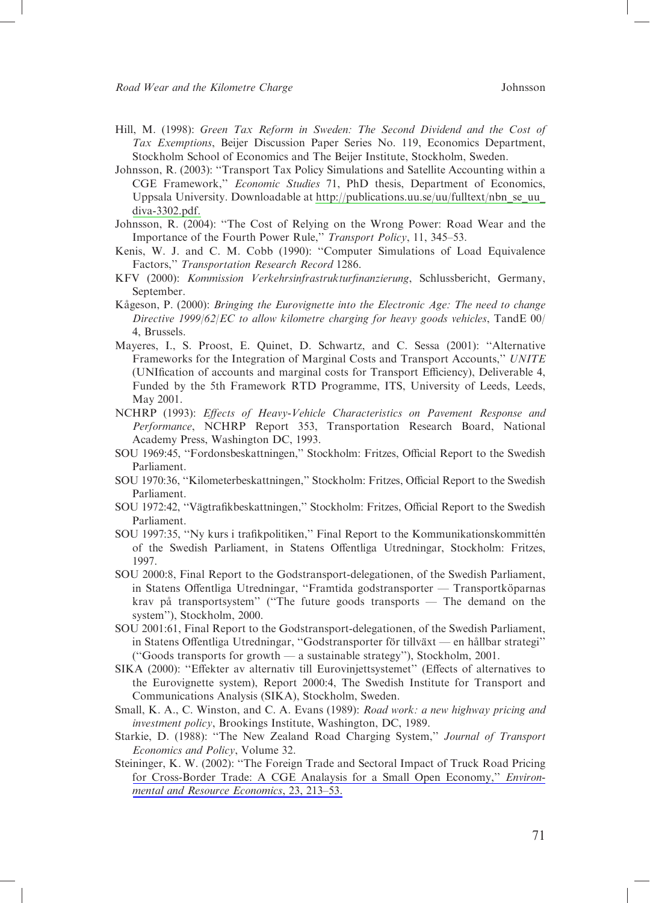Hill, M. (1998): *Green Tax Reform in Sweden: The Second Dividend and the Cost of Tax Exemptions*, Beijer Discussion Paper Series No. 119, Economics Department, Stockholm School of Economics and The Beijer Institute, Stockholm, Sweden.

Johnsson, R. (2003): "Transport Tax Policy Simulations and Satellite Accounting within a CGE Framework," *Economic Studies* 71, PhD thesis, Department of Economics, Uppsala University. Downloadable at http://publications.uu.se/uu/fulltext/nbn_se_uu_diva-3302.pdf.

Johnsson, R. (2004): "The Cost of Relying on the Wrong Power: Road Wear and the Importance of the Fourth Power Rule," *Transport Policy*, 11, 345–53.

Kenis, W. J. and C. M. Cobb (1990): "Computer Simulations of Load Equivalence Factors," *Transportation Research Record* 1286.

KFV (2000): *Kommission Verkehrsinfrastrukturfinanzierung*, Schlussbericht, Germany, September.

Kågeson, P. (2000): *Bringing the Eurovignette into the Electronic Age: The need to change Directive 1999/62/EC to allow kilometre charging for heavy goods vehicles*, TandE 00/4, Brussels.

Mayeres, I., S. Proost, E. Quinet, D. Schwartz, and C. Sessa (2001): "Alternative Frameworks for the Integration of Marginal Costs and Transport Accounts," *UNITE* (UNIfication of accounts and marginal costs for Transport Efficiency), Deliverable 4, Funded by the 5th Framework RTD Programme, ITS, University of Leeds, Leeds, May 2001.

NCHRP (1993): *Effects of Heavy-Vehicle Characteristics on Pavement Response and Performance*, NCHRP Report 353, Transportation Research Board, National Academy Press, Washington DC, 1993.

SOU 1969:45, "Fordonsbeskattningen," Stockholm: Fritzes, Official Report to the Swedish Parliament.

SOU 1970:36, "Kilometerbeskattningen," Stockholm: Fritzes, Official Report to the Swedish Parliament.

SOU 1972:42, "Vägtrafikbeskattningen," Stockholm: Fritzes, Official Report to the Swedish Parliament.

SOU 1997:35, "Ny kurs i trafikpolitiken," Final Report to the Kommunikationskommittén of the Swedish Parliament, in Statens Offentliga Utredningar, Stockholm: Fritzes, 1997.

SOU 2000:8, Final Report to the Godstransport-delegationen, of the Swedish Parliament, in Statens Offentliga Utredningar, "Framtida godstransporter — Transportköparnas krav på transportsystem" ("The future goods transports — The demand on the system"), Stockholm, 2000.

SOU 2001:61, Final Report to the Godstransport-delegationen, of the Swedish Parliament, in Statens Offentliga Utredningar, "Godstransporter för tillväxt — en hållbar strategi" ("Goods transports for growth — a sustainable strategy"), Stockholm, 2001.

SIKA (2000): "Effekter av alternativ till Eurovinjettsystemet" (Effects of alternatives to the Eurovignette system), Report 2000:4, The Swedish Institute for Transport and Communications Analysis (SIKA), Stockholm, Sweden.

Small, K. A., C. Winston, and C. A. Evans (1989): *Road work: a new highway pricing and investment policy*, Brookings Institute, Washington, DC, 1989.

Starkie, D. (1988): "The New Zealand Road Charging System," *Journal of Transport Economics and Policy*, Volume 32.

Steininger, K. W. (2002): "The Foreign Trade and Sectoral Impact of Truck Road Pricing for Cross-Border Trade: A CGE Analaysis for a Small Open Economy," *Environmental and Resource Economics*, 23, 213–53.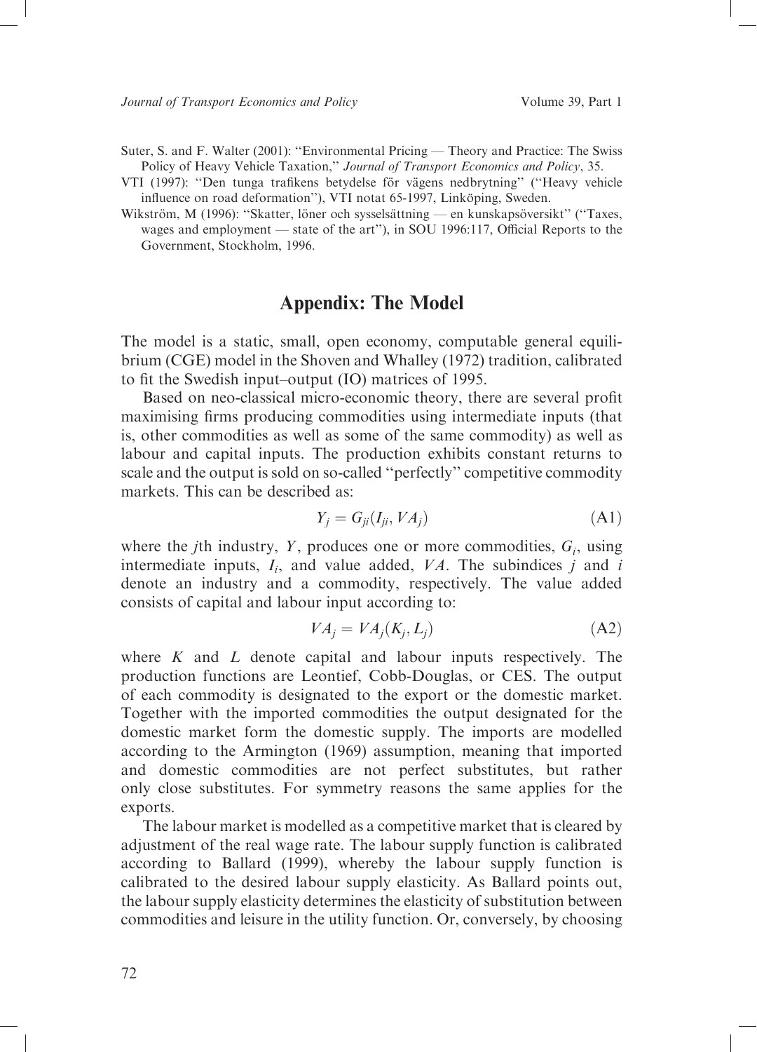Suter, S. and F. Walter (2001): "Environmental Pricing — Theory and Practice: The Swiss Policy of Heavy Vehicle Taxation," *Journal of Transport Economics and Policy*, 35.

VTI (1997): "Den tunga trafikens betydelse för vägens nedbrytning" ("Heavy vehicle influence on road deformation"), VTI notat 65-1997, Linköping, Sweden.

Wikström, M (1996): "Skatter, löner och sysselsättning — en kunskapsöversikt" ("Taxes, wages and employment — state of the art"), in SOU 1996:117, Official Reports to the Government, Stockholm, 1996.

## Appendix: The Model

The model is a static, small, open economy, computable general equilibrium (CGE) model in the Shoven and Whalley (1972) tradition, calibrated to fit the Swedish input–output (IO) matrices of 1995.

Based on neo-classical micro-economic theory, there are several profit maximising firms producing commodities using intermediate inputs (that is, other commodities as well as some of the same commodity) as well as labour and capital inputs. The production exhibits constant returns to scale and the output is sold on so-called "perfectly" competitive commodity markets. This can be described as:

$$Y_j = G_{ji}(I_{ji}, VA_j) \tag{A1}$$

where the $j$th industry, $Y$, produces one or more commodities, $G_i$, using intermediate inputs, $I_i$, and value added, $VA$. The subindices $j$ and $i$ denote an industry and a commodity, respectively. The value added consists of capital and labour input according to:

$$VA_j = VA_j(K_j, L_j) \tag{A2}$$

where $K$ and $L$ denote capital and labour inputs respectively. The production functions are Leontief, Cobb-Douglas, or CES. The output of each commodity is designated to the export or the domestic market. Together with the imported commodities the output designated for the domestic market form the domestic supply. The imports are modelled according to the Armington (1969) assumption, meaning that imported and domestic commodities are not perfect substitutes, but rather only close substitutes. For symmetry reasons the same applies for the exports.

The labour market is modelled as a competitive market that is cleared by adjustment of the real wage rate. The labour supply function is calibrated according to Ballard (1999), whereby the labour supply function is calibrated to the desired labour supply elasticity. As Ballard points out, the labour supply elasticity determines the elasticity of substitution between commodities and leisure in the utility function. Or, conversely, by choosing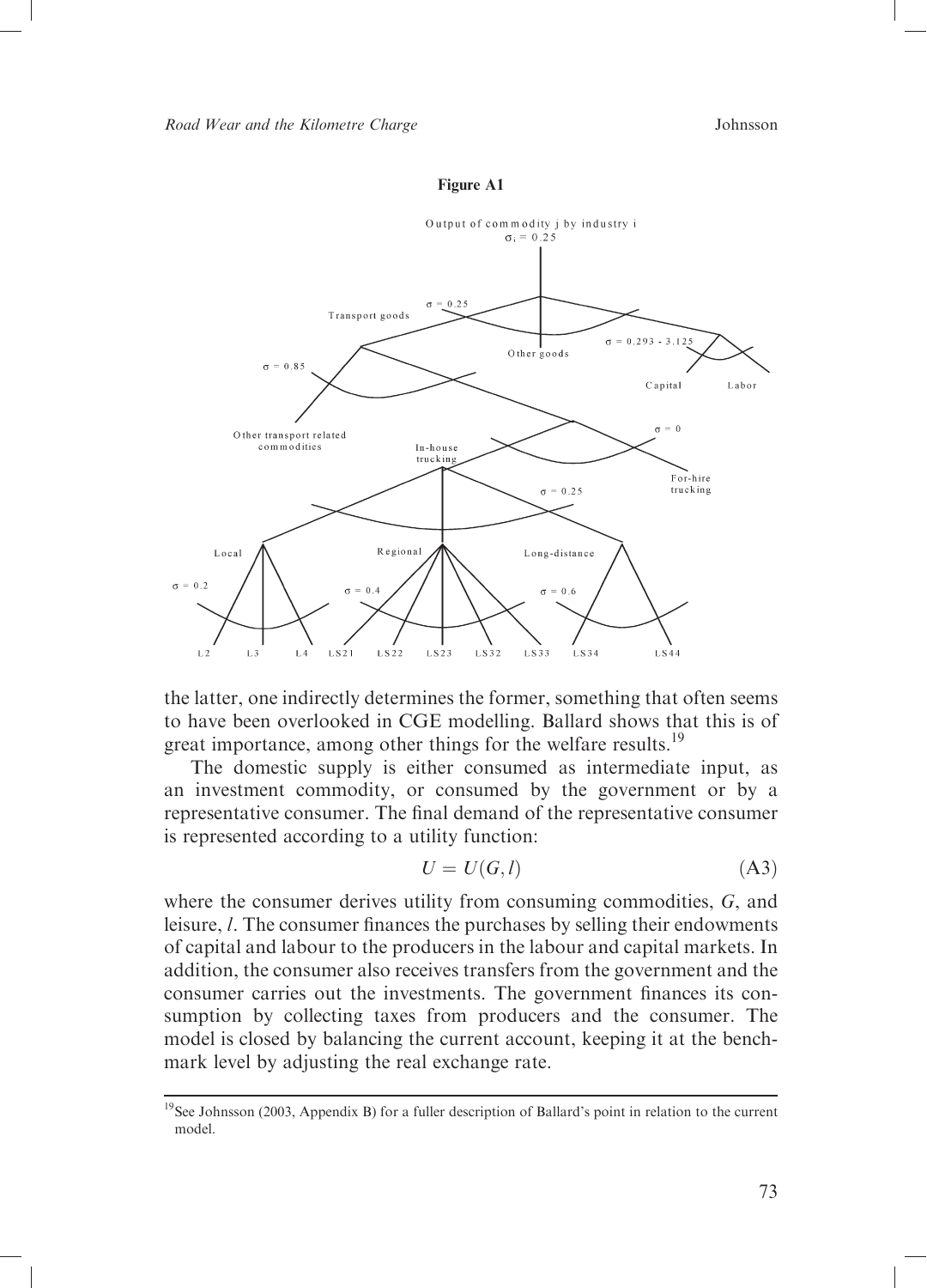**Figure A1**

the latter, one indirectly determines the former, something that often seems to have been overlooked in CGE modelling. Ballard shows that this is of great importance, among other things for the welfare results.[19]

The domestic supply is either consumed as intermediate input, as an investment commodity, or consumed by the government or by a representative consumer. The final demand of the representative consumer is represented according to a utility function:

$$U = U(G, l) \tag{A3}$$

where the consumer derives utility from consuming commodities, $G$, and leisure, $l$. The consumer finances the purchases by selling their endowments of capital and labour to the producers in the labour and capital markets. In addition, the consumer also receives transfers from the government and the consumer carries out the investments. The government finances its consumption by collecting taxes from producers and the consumer. The model is closed by balancing the current account, keeping it at the benchmark level by adjusting the real exchange rate.

---

[19] See Johnsson (2003, Appendix B) for a fuller description of Ballard's point in relation to the current model.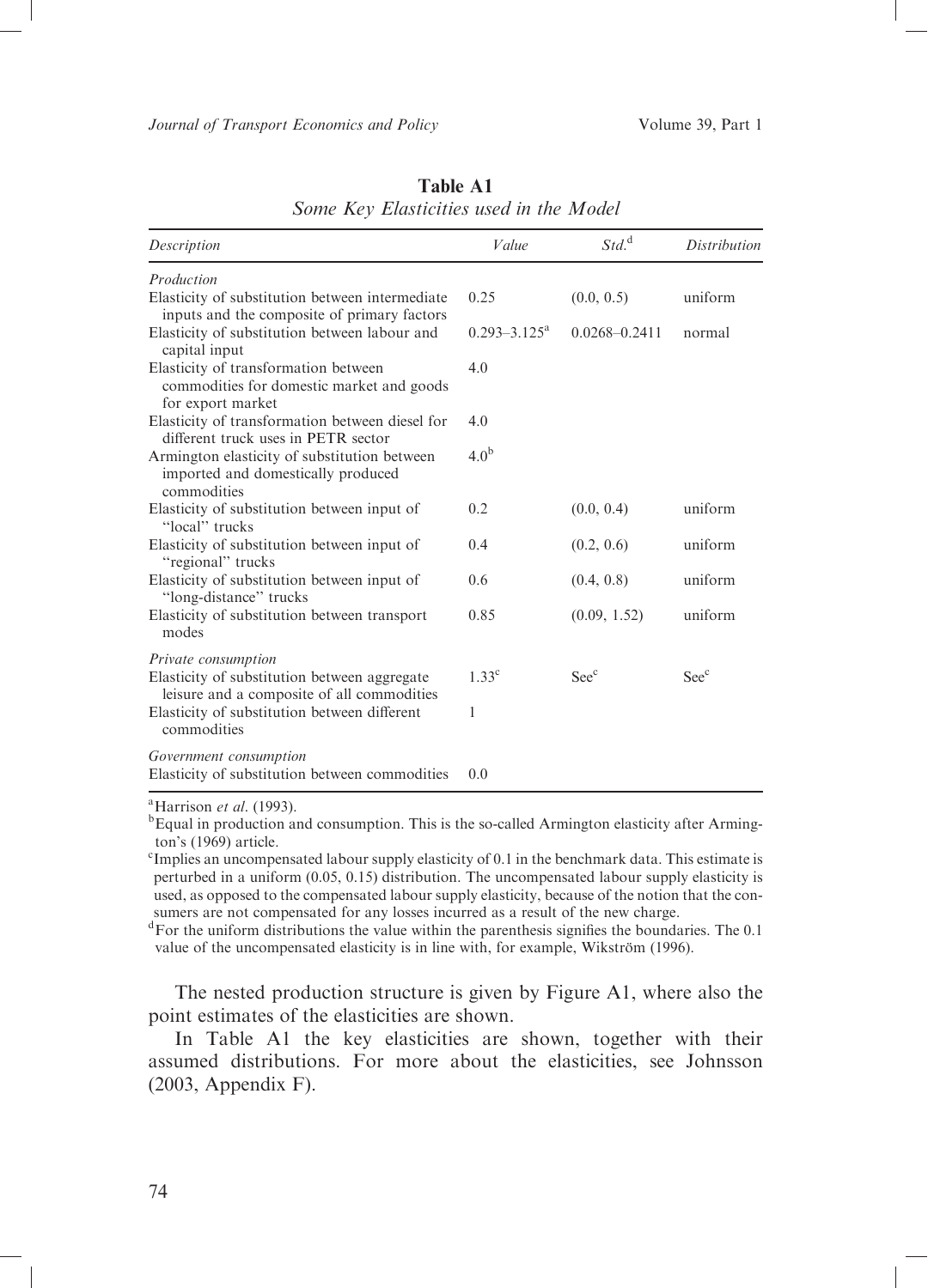**Table A1**
*Some Key Elasticities used in the Model*

| *Description* | *Value* | *Std.*[d] | *Distribution* |
|---|---|---|---|
| *Production* | | | |
| Elasticity of substitution between intermediate inputs and the composite of primary factors | 0.25 | (0.0, 0.5) | uniform |
| Elasticity of substitution between labour and capital input | 0.293–3.125[a] | 0.0268–0.2411 | normal |
| Elasticity of transformation between commodities for domestic market and goods for export market | 4.0 | | |
| Elasticity of transformation between diesel for different truck uses in PETR sector | 4.0 | | |
| Armington elasticity of substitution between imported and domestically produced commodities | 4.0[b] | | |
| Elasticity of substitution between input of "local" trucks | 0.2 | (0.0, 0.4) | uniform |
| Elasticity of substitution between input of "regional" trucks | 0.4 | (0.2, 0.6) | uniform |
| Elasticity of substitution between input of "long-distance" trucks | 0.6 | (0.4, 0.8) | uniform |
| Elasticity of substitution between transport modes | 0.85 | (0.09, 1.52) | uniform |
| *Private consumption* | | | |
| Elasticity of substitution between aggregate leisure and a composite of all commodities | 1.33[c] | See[c] | See[c] |
| Elasticity of substitution between different commodities | 1 | | |
| *Government consumption* | | | |
| Elasticity of substitution between commodities | 0.0 | | |

[a]Harrison *et al*. (1993).
[b]Equal in production and consumption. This is the so-called Armington elasticity after Armington's (1969) article.
[c]Implies an uncompensated labour supply elasticity of 0.1 in the benchmark data. This estimate is perturbed in a uniform (0.05, 0.15) distribution. The uncompensated labour supply elasticity is used, as opposed to the compensated labour supply elasticity, because of the notion that the consumers are not compensated for any losses incurred as a result of the new charge.
[d]For the uniform distributions the value within the parenthesis signifies the boundaries. The 0.1 value of the uncompensated elasticity is in line with, for example, Wikström (1996).

The nested production structure is given by Figure A1, where also the point estimates of the elasticities are shown.

In Table A1 the key elasticities are shown, together with their assumed distributions. For more about the elasticities, see Johnsson (2003, Appendix F).